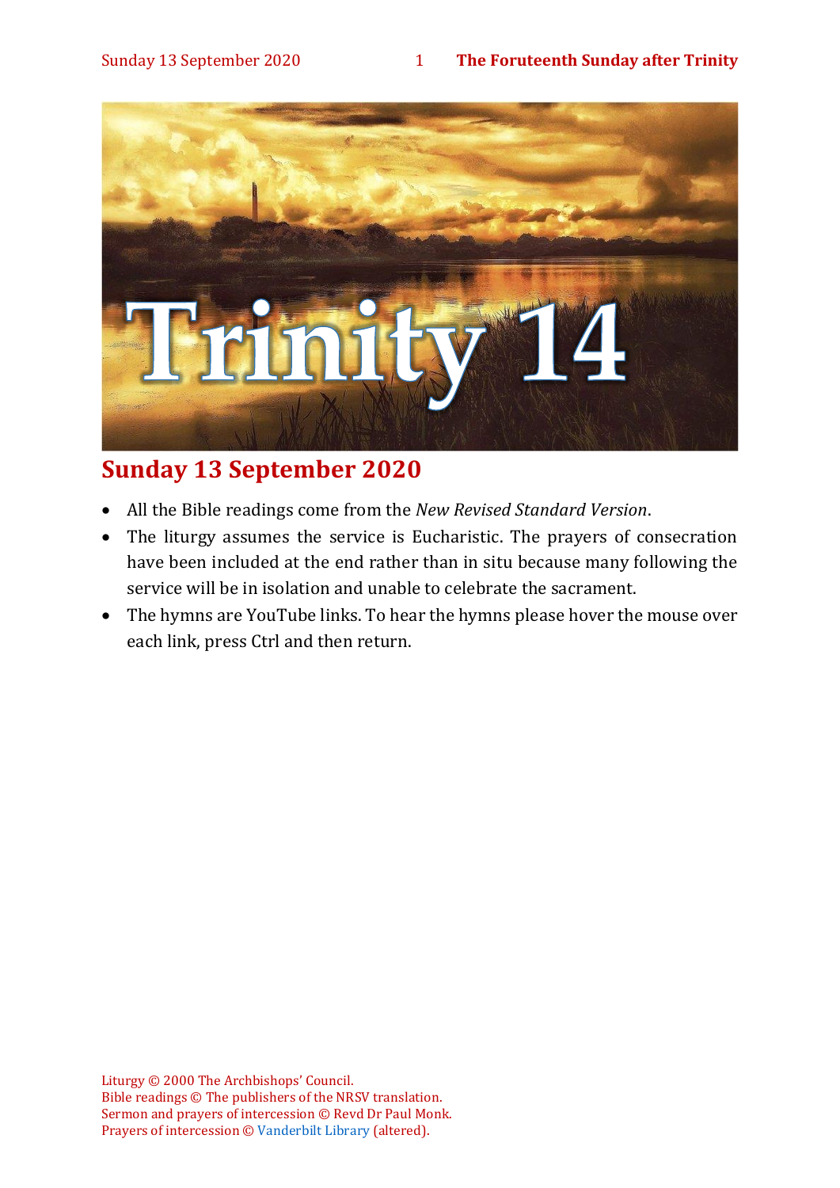# Sunday 13 September 2020

- All the Bible readings come from the *New Revised Standard Version*.
- The liturgy assumes the service is Eucharistic. The prayers of consecration have been included at the end rather than in situ because many following the service will be in isolation and unable to celebrate the sacrament.
- The hymns are YouTube links. To hear the hymns please hover the mouse over each link, press Ctrl and then return.

Liturgy © 2000 The Archbishops' Council.
Bible readings © The publishers of the NRSV translation.
Sermon and prayers of intercession © Revd Dr Paul Monk.
Prayers of intercession © Vanderbilt Library (altered).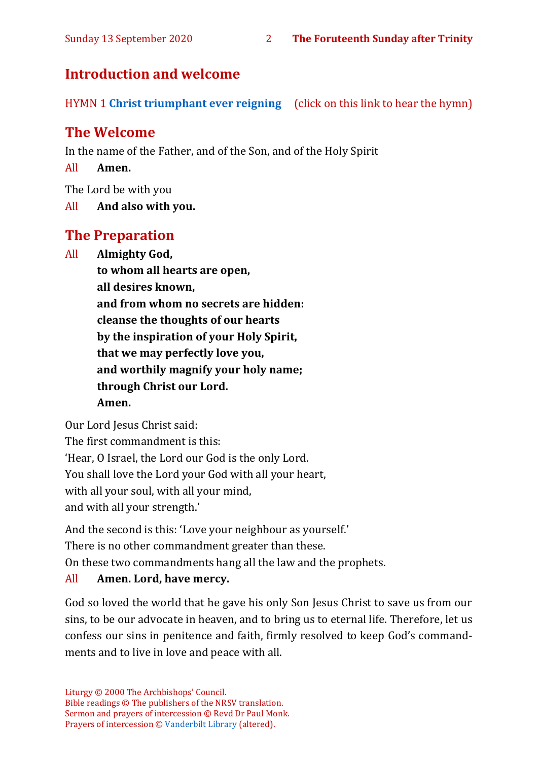## Introduction and welcome

HYMN 1 **Christ triumphant ever reigning** (click on this link to hear the hymn)

## The Welcome

In the name of the Father, and of the Son, and of the Holy Spirit

All **Amen.**

The Lord be with you

All **And also with you.**

## The Preparation

All **Almighty God,**
**to whom all hearts are open,**
**all desires known,**
**and from whom no secrets are hidden:**
**cleanse the thoughts of our hearts**
**by the inspiration of your Holy Spirit,**
**that we may perfectly love you,**
**and worthily magnify your holy name;**
**through Christ our Lord.**
**Amen.**

Our Lord Jesus Christ said:
The first commandment is this:
'Hear, O Israel, the Lord our God is the only Lord.
You shall love the Lord your God with all your heart,
with all your soul, with all your mind,
and with all your strength.'

And the second is this: 'Love your neighbour as yourself.'
There is no other commandment greater than these.
On these two commandments hang all the law and the prophets.

All **Amen. Lord, have mercy.**

God so loved the world that he gave his only Son Jesus Christ to save us from our sins, to be our advocate in heaven, and to bring us to eternal life. Therefore, let us confess our sins in penitence and faith, firmly resolved to keep God's commandments and to live in love and peace with all.

Liturgy © 2000 The Archbishops' Council.
Bible readings © The publishers of the NRSV translation.
Sermon and prayers of intercession © Revd Dr Paul Monk.
Prayers of intercession © Vanderbilt Library (altered).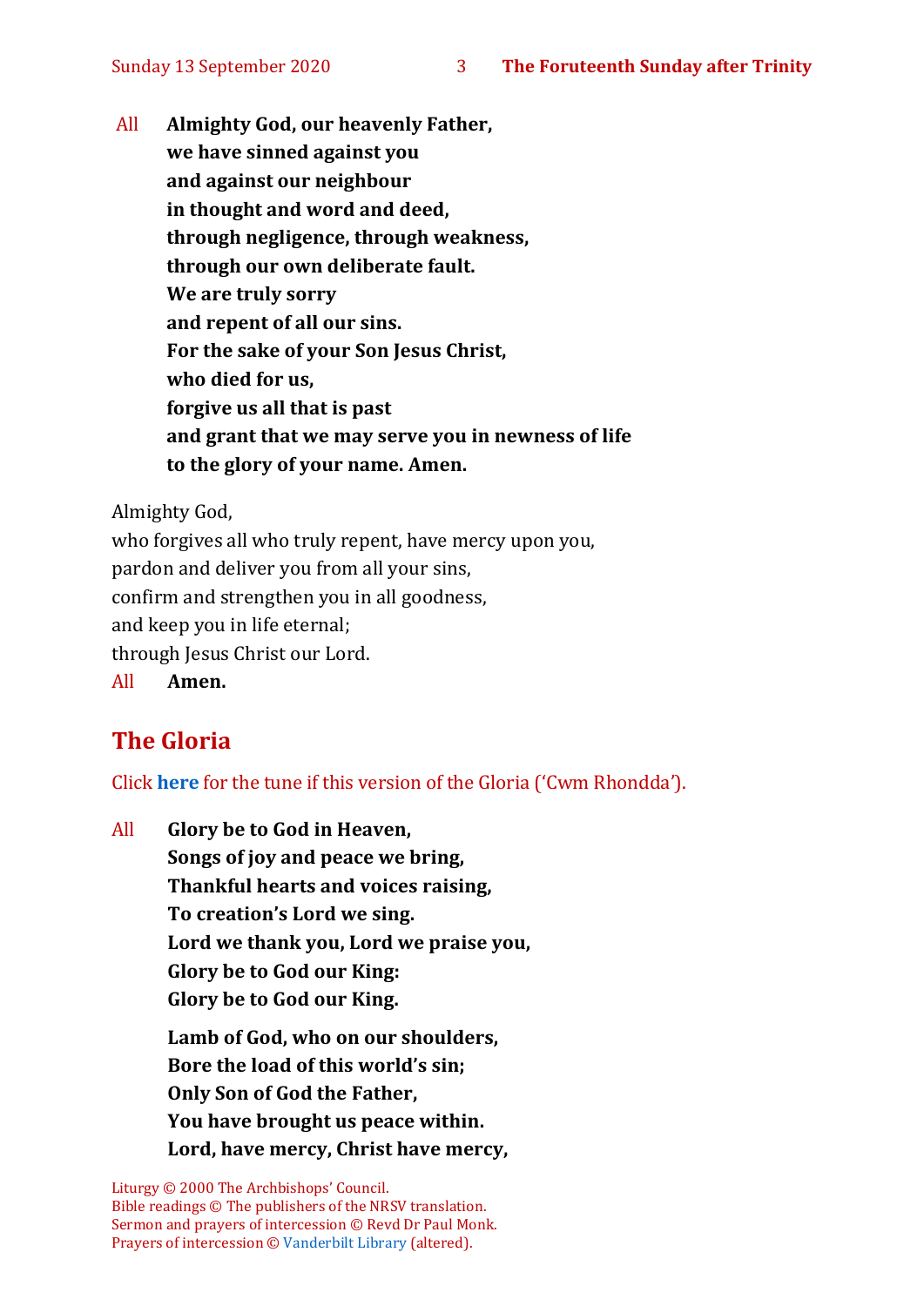All **Almighty God, our heavenly Father,**
**we have sinned against you**
**and against our neighbour**
**in thought and word and deed,**
**through negligence, through weakness,**
**through our own deliberate fault.**
**We are truly sorry**
**and repent of all our sins.**
**For the sake of your Son Jesus Christ,**
**who died for us,**
**forgive us all that is past**
**and grant that we may serve you in newness of life**
**to the glory of your name. Amen.**

Almighty God,
who forgives all who truly repent, have mercy upon you,
pardon and deliver you from all your sins,
confirm and strengthen you in all goodness,
and keep you in life eternal;
through Jesus Christ our Lord.
All **Amen.**

## The Gloria

Click **here** for the tune if this version of the Gloria ('Cwm Rhondda').

All **Glory be to God in Heaven,**
**Songs of joy and peace we bring,**
**Thankful hearts and voices raising,**
**To creation's Lord we sing.**
**Lord we thank you, Lord we praise you,**
**Glory be to God our King:**
**Glory be to God our King.**

**Lamb of God, who on our shoulders,**
**Bore the load of this world's sin;**
**Only Son of God the Father,**
**You have brought us peace within.**
**Lord, have mercy, Christ have mercy,**

Liturgy © 2000 The Archbishops' Council.
Bible readings © The publishers of the NRSV translation.
Sermon and prayers of intercession © Revd Dr Paul Monk.
Prayers of intercession © Vanderbilt Library (altered).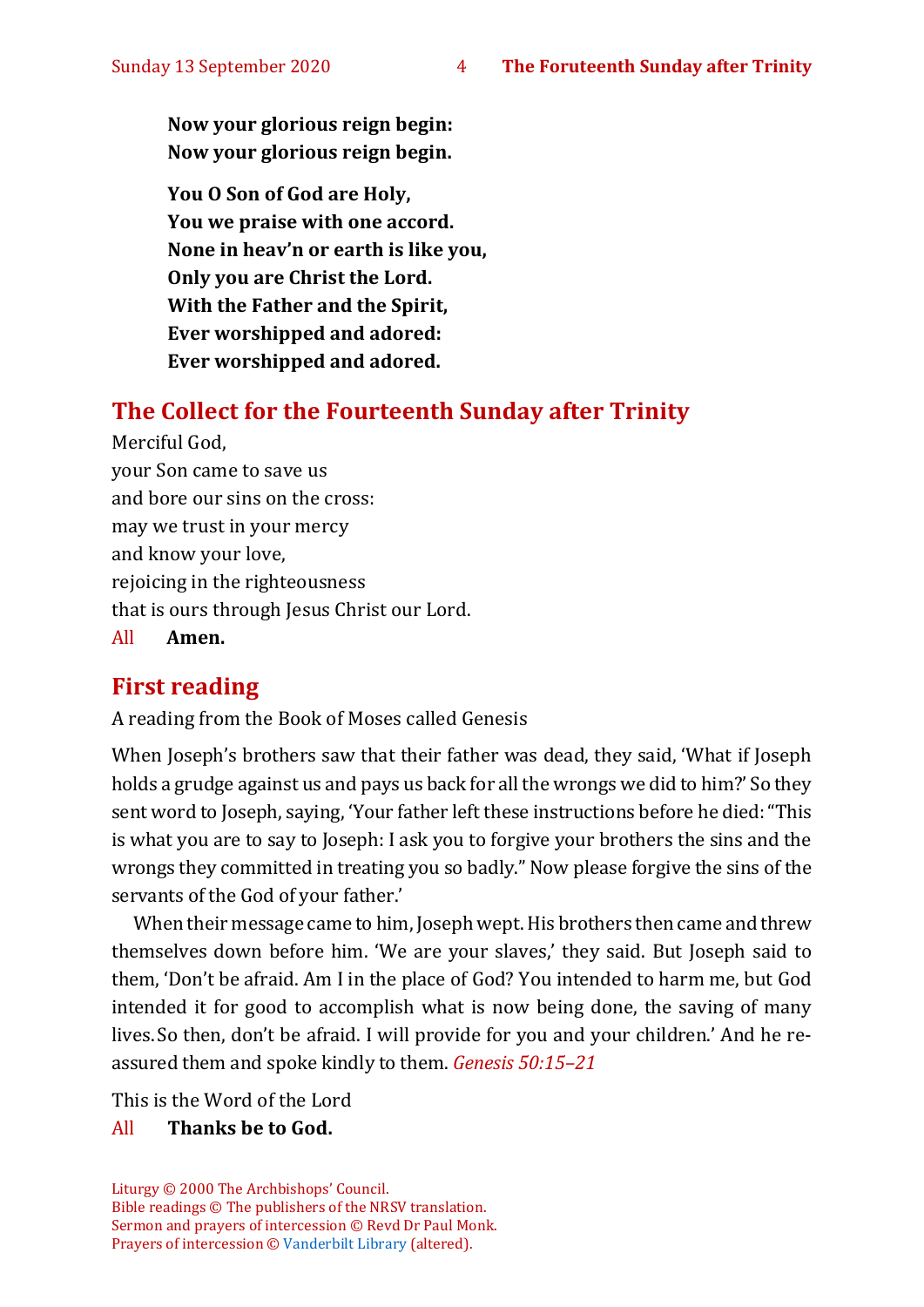**Now your glorious reign begin:**
**Now your glorious reign begin.**

**You O Son of God are Holy,**
**You we praise with one accord.**
**None in heav'n or earth is like you,**
**Only you are Christ the Lord.**
**With the Father and the Spirit,**
**Ever worshipped and adored:**
**Ever worshipped and adored.**

## The Collect for the Fourteenth Sunday after Trinity

Merciful God,
your Son came to save us
and bore our sins on the cross:
may we trust in your mercy
and know your love,
rejoicing in the righteousness
that is ours through Jesus Christ our Lord.

All **Amen.**

## First reading

A reading from the Book of Moses called Genesis

When Joseph's brothers saw that their father was dead, they said, 'What if Joseph holds a grudge against us and pays us back for all the wrongs we did to him?' So they sent word to Joseph, saying, 'Your father left these instructions before he died: "This is what you are to say to Joseph: I ask you to forgive your brothers the sins and the wrongs they committed in treating you so badly." Now please forgive the sins of the servants of the God of your father.'

When their message came to him, Joseph wept. His brothers then came and threw themselves down before him. 'We are your slaves,' they said. But Joseph said to them, 'Don't be afraid. Am I in the place of God? You intended to harm me, but God intended it for good to accomplish what is now being done, the saving of many lives. So then, don't be afraid. I will provide for you and your children.' And he reassured them and spoke kindly to them. *Genesis 50:15–21*

This is the Word of the Lord

All **Thanks be to God.**

Liturgy © 2000 The Archbishops' Council.
Bible readings © The publishers of the NRSV translation.
Sermon and prayers of intercession © Revd Dr Paul Monk.
Prayers of intercession © Vanderbilt Library (altered).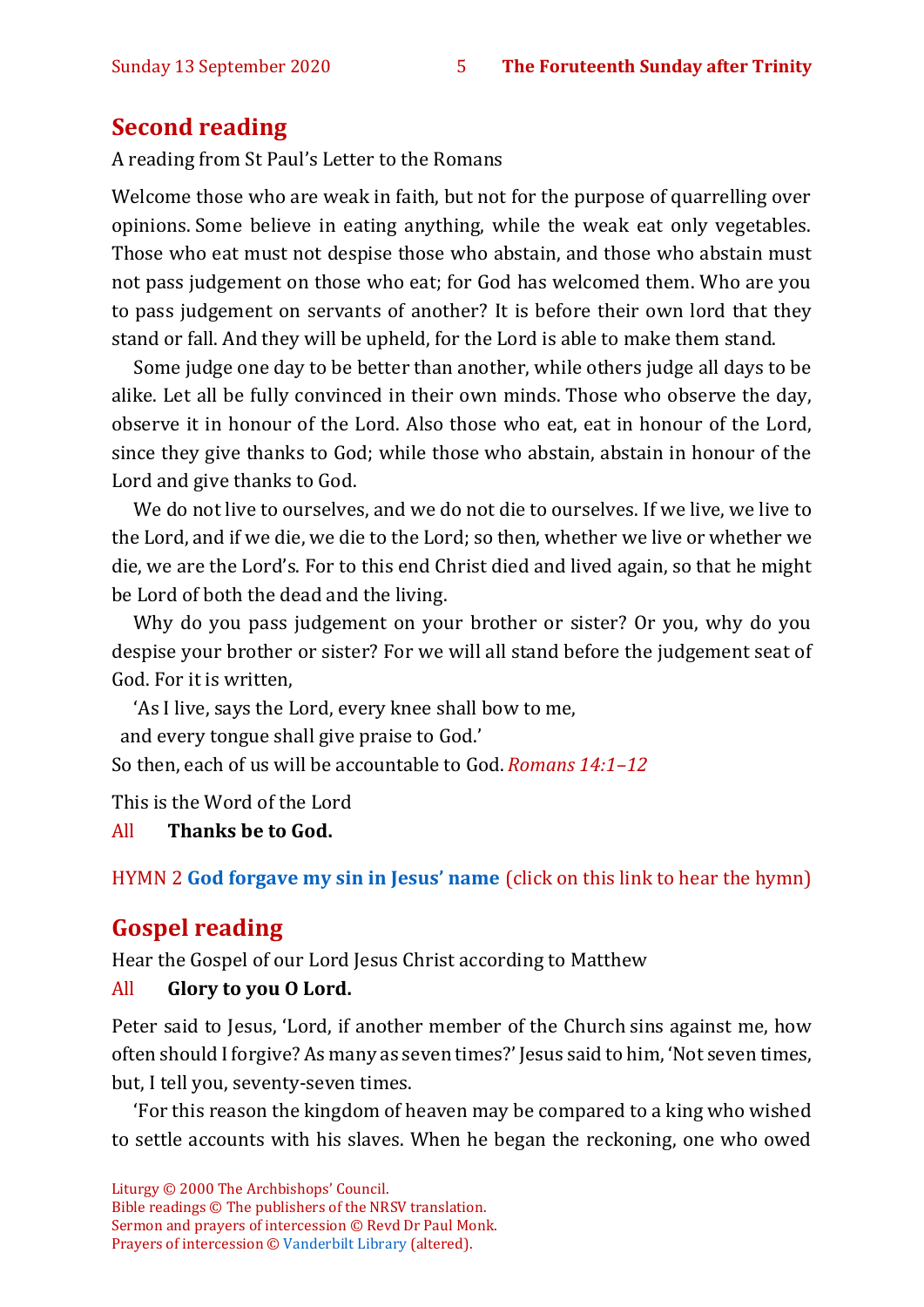## Second reading

A reading from St Paul's Letter to the Romans

Welcome those who are weak in faith, but not for the purpose of quarrelling over opinions. Some believe in eating anything, while the weak eat only vegetables. Those who eat must not despise those who abstain, and those who abstain must not pass judgement on those who eat; for God has welcomed them. Who are you to pass judgement on servants of another? It is before their own lord that they stand or fall. And they will be upheld, for the Lord is able to make them stand.

Some judge one day to be better than another, while others judge all days to be alike. Let all be fully convinced in their own minds. Those who observe the day, observe it in honour of the Lord. Also those who eat, eat in honour of the Lord, since they give thanks to God; while those who abstain, abstain in honour of the Lord and give thanks to God.

We do not live to ourselves, and we do not die to ourselves. If we live, we live to the Lord, and if we die, we die to the Lord; so then, whether we live or whether we die, we are the Lord's. For to this end Christ died and lived again, so that he might be Lord of both the dead and the living.

Why do you pass judgement on your brother or sister? Or you, why do you despise your brother or sister? For we will all stand before the judgement seat of God. For it is written,

'As I live, says the Lord, every knee shall bow to me,
and every tongue shall give praise to God.'

So then, each of us will be accountable to God. *Romans 14:1–12*

This is the Word of the Lord

All **Thanks be to God.**

HYMN 2 **God forgave my sin in Jesus' name** (click on this link to hear the hymn)

## Gospel reading

Hear the Gospel of our Lord Jesus Christ according to Matthew

All **Glory to you O Lord.**

Peter said to Jesus, 'Lord, if another member of the Church sins against me, how often should I forgive? As many as seven times?' Jesus said to him, 'Not seven times, but, I tell you, seventy-seven times.

'For this reason the kingdom of heaven may be compared to a king who wished to settle accounts with his slaves. When he began the reckoning, one who owed

Liturgy © 2000 The Archbishops' Council.
Bible readings © The publishers of the NRSV translation.
Sermon and prayers of intercession © Revd Dr Paul Monk.
Prayers of intercession © Vanderbilt Library (altered).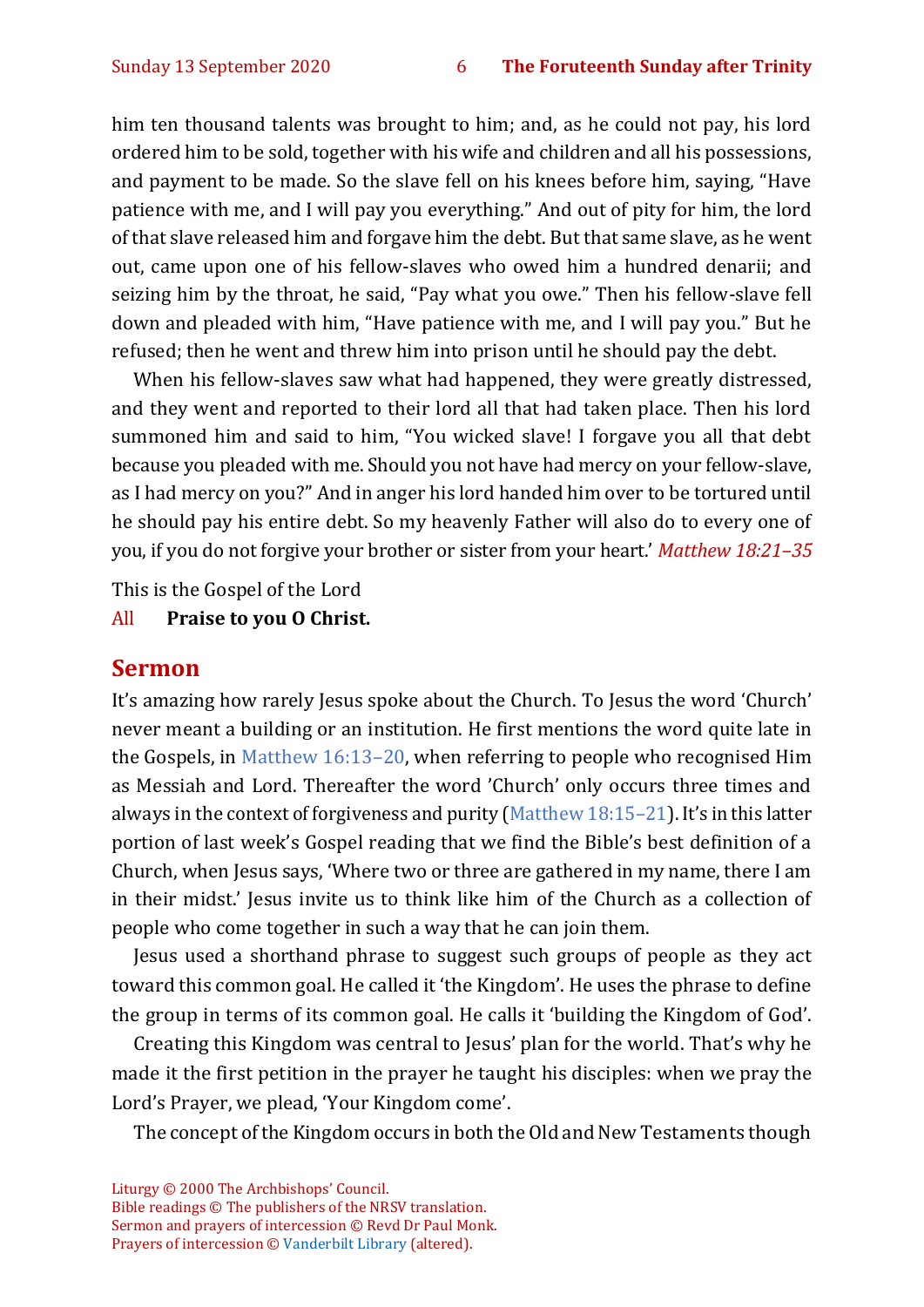him ten thousand talents was brought to him; and, as he could not pay, his lord ordered him to be sold, together with his wife and children and all his possessions, and payment to be made. So the slave fell on his knees before him, saying, "Have patience with me, and I will pay you everything." And out of pity for him, the lord of that slave released him and forgave him the debt. But that same slave, as he went out, came upon one of his fellow-slaves who owed him a hundred denarii; and seizing him by the throat, he said, "Pay what you owe." Then his fellow-slave fell down and pleaded with him, "Have patience with me, and I will pay you." But he refused; then he went and threw him into prison until he should pay the debt.

When his fellow-slaves saw what had happened, they were greatly distressed, and they went and reported to their lord all that had taken place. Then his lord summoned him and said to him, "You wicked slave! I forgave you all that debt because you pleaded with me. Should you not have had mercy on your fellow-slave, as I had mercy on you?" And in anger his lord handed him over to be tortured until he should pay his entire debt. So my heavenly Father will also do to every one of you, if you do not forgive your brother or sister from your heart.' *Matthew 18:21–35*

This is the Gospel of the Lord

All **Praise to you O Christ.**

## Sermon

It's amazing how rarely Jesus spoke about the Church. To Jesus the word 'Church' never meant a building or an institution. He first mentions the word quite late in the Gospels, in Matthew 16:13–20, when referring to people who recognised Him as Messiah and Lord. Thereafter the word 'Church' only occurs three times and always in the context of forgiveness and purity (Matthew 18:15–21). It's in this latter portion of last week's Gospel reading that we find the Bible's best definition of a Church, when Jesus says, 'Where two or three are gathered in my name, there I am in their midst.' Jesus invite us to think like him of the Church as a collection of people who come together in such a way that he can join them.

Jesus used a shorthand phrase to suggest such groups of people as they act toward this common goal. He called it 'the Kingdom'. He uses the phrase to define the group in terms of its common goal. He calls it 'building the Kingdom of God'.

Creating this Kingdom was central to Jesus' plan for the world. That's why he made it the first petition in the prayer he taught his disciples: when we pray the Lord's Prayer, we plead, 'Your Kingdom come'.

The concept of the Kingdom occurs in both the Old and New Testaments though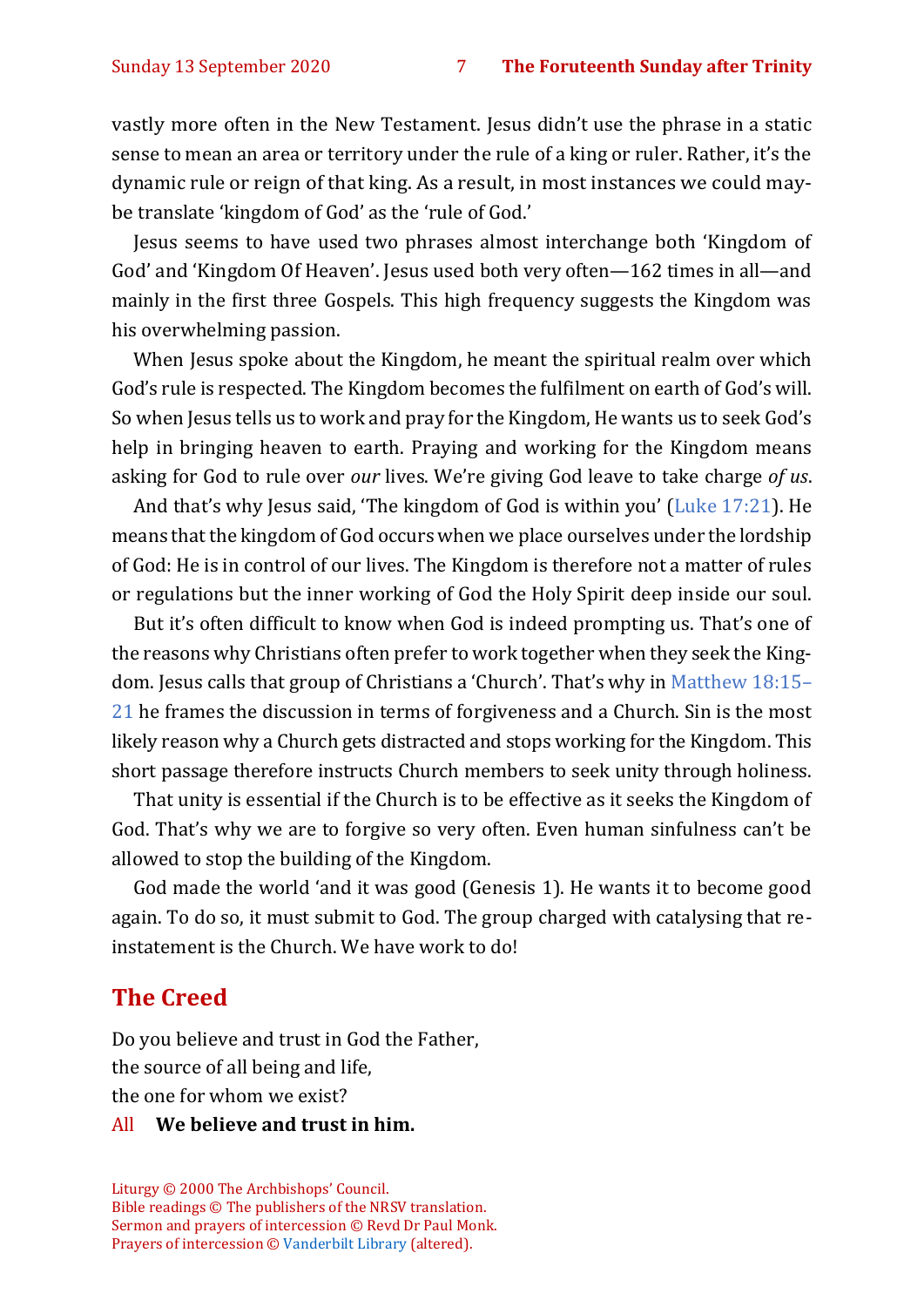vastly more often in the New Testament. Jesus didn't use the phrase in a static sense to mean an area or territory under the rule of a king or ruler. Rather, it's the dynamic rule or reign of that king. As a result, in most instances we could maybe translate 'kingdom of God' as the 'rule of God.'

Jesus seems to have used two phrases almost interchange both 'Kingdom of God' and 'Kingdom Of Heaven'. Jesus used both very often—162 times in all—and mainly in the first three Gospels. This high frequency suggests the Kingdom was his overwhelming passion.

When Jesus spoke about the Kingdom, he meant the spiritual realm over which God's rule is respected. The Kingdom becomes the fulfilment on earth of God's will. So when Jesus tells us to work and pray for the Kingdom, He wants us to seek God's help in bringing heaven to earth. Praying and working for the Kingdom means asking for God to rule over *our* lives. We're giving God leave to take charge *of us*.

And that's why Jesus said, 'The kingdom of God is within you' (Luke 17:21). He means that the kingdom of God occurs when we place ourselves under the lordship of God: He is in control of our lives. The Kingdom is therefore not a matter of rules or regulations but the inner working of God the Holy Spirit deep inside our soul.

But it's often difficult to know when God is indeed prompting us. That's one of the reasons why Christians often prefer to work together when they seek the Kingdom. Jesus calls that group of Christians a 'Church'. That's why in Matthew 18:15–21 he frames the discussion in terms of forgiveness and a Church. Sin is the most likely reason why a Church gets distracted and stops working for the Kingdom. This short passage therefore instructs Church members to seek unity through holiness.

That unity is essential if the Church is to be effective as it seeks the Kingdom of God. That's why we are to forgive so very often. Even human sinfulness can't be allowed to stop the building of the Kingdom.

God made the world 'and it was good (Genesis 1). He wants it to become good again. To do so, it must submit to God. The group charged with catalysing that reinstatement is the Church. We have work to do!

## The Creed

Do you believe and trust in God the Father,
the source of all being and life,
the one for whom we exist?

All **We believe and trust in him.**

Liturgy © 2000 The Archbishops' Council.
Bible readings © The publishers of the NRSV translation.
Sermon and prayers of intercession © Revd Dr Paul Monk.
Prayers of intercession © Vanderbilt Library (altered).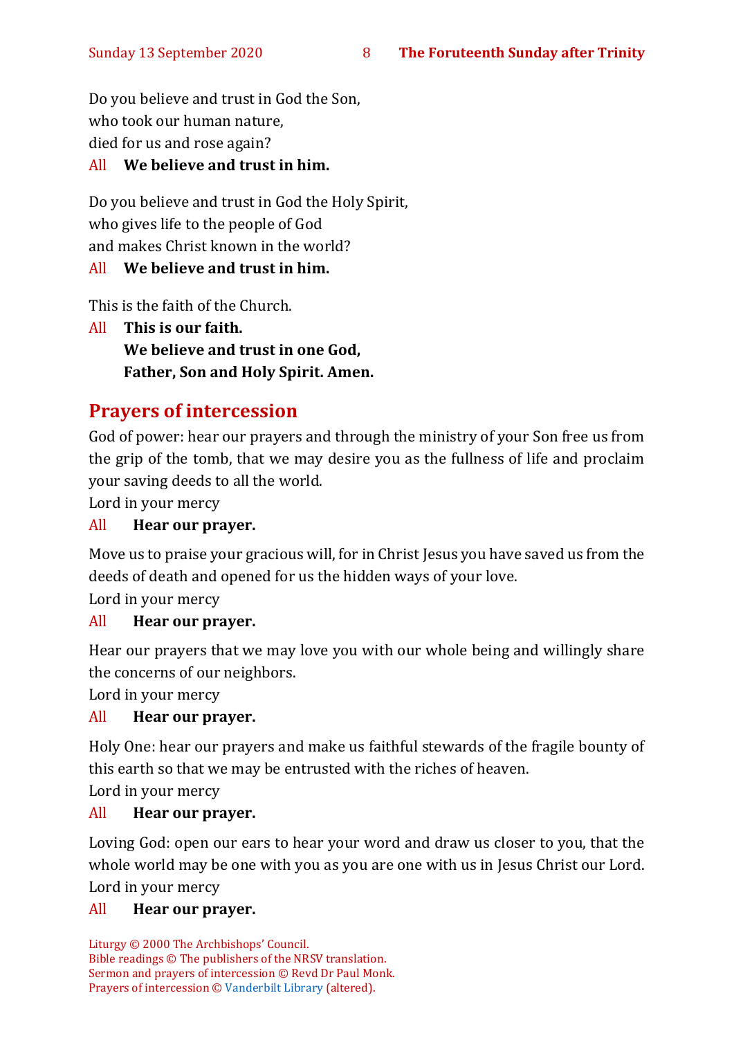Do you believe and trust in God the Son,
who took our human nature,
died for us and rose again?

All **We believe and trust in him.**

Do you believe and trust in God the Holy Spirit,
who gives life to the people of God
and makes Christ known in the world?

All **We believe and trust in him.**

This is the faith of the Church.

All **This is our faith.**
**We believe and trust in one God,**
**Father, Son and Holy Spirit. Amen.**

## Prayers of intercession

God of power: hear our prayers and through the ministry of your Son free us from the grip of the tomb, that we may desire you as the fullness of life and proclaim your saving deeds to all the world.
Lord in your mercy

All **Hear our prayer.**

Move us to praise your gracious will, for in Christ Jesus you have saved us from the deeds of death and opened for us the hidden ways of your love.
Lord in your mercy

All **Hear our prayer.**

Hear our prayers that we may love you with our whole being and willingly share the concerns of our neighbors.
Lord in your mercy

All **Hear our prayer.**

Holy One: hear our prayers and make us faithful stewards of the fragile bounty of this earth so that we may be entrusted with the riches of heaven.
Lord in your mercy

All **Hear our prayer.**

Loving God: open our ears to hear your word and draw us closer to you, that the whole world may be one with you as you are one with us in Jesus Christ our Lord.
Lord in your mercy

All **Hear our prayer.**

Liturgy © 2000 The Archbishops' Council.
Bible readings © The publishers of the NRSV translation.
Sermon and prayers of intercession © Revd Dr Paul Monk.
Prayers of intercession © Vanderbilt Library (altered).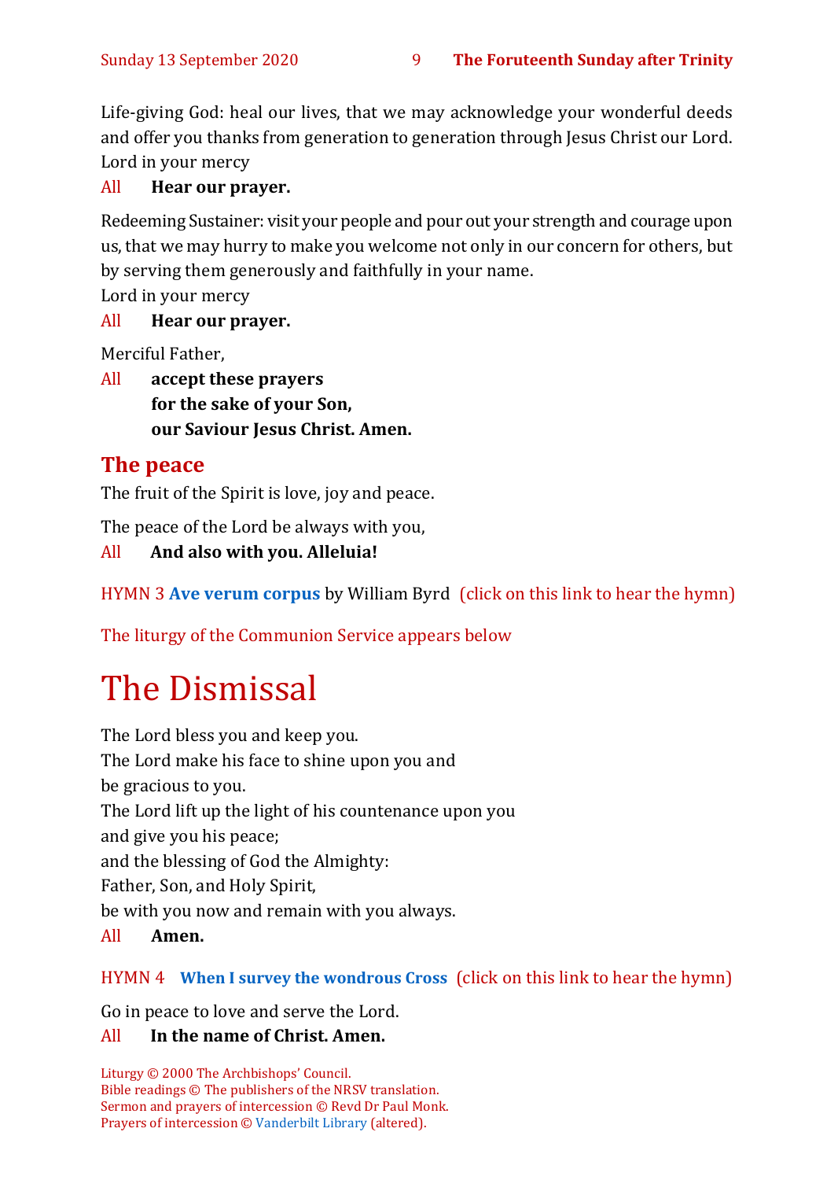Life-giving God: heal our lives, that we may acknowledge your wonderful deeds and offer you thanks from generation to generation through Jesus Christ our Lord.
Lord in your mercy

All **Hear our prayer.**

Redeeming Sustainer: visit your people and pour out your strength and courage upon us, that we may hurry to make you welcome not only in our concern for others, but by serving them generously and faithfully in your name.
Lord in your mercy

All **Hear our prayer.**

Merciful Father,

All **accept these prayers**
**for the sake of your Son,**
**our Saviour Jesus Christ. Amen.**

## The peace

The fruit of the Spirit is love, joy and peace.

The peace of the Lord be always with you,

All **And also with you. Alleluia!**

HYMN 3 **Ave verum corpus** by William Byrd (click on this link to hear the hymn)

The liturgy of the Communion Service appears below

# The Dismissal

The Lord bless you and keep you.
The Lord make his face to shine upon you and
be gracious to you.
The Lord lift up the light of his countenance upon you
and give you his peace;
and the blessing of God the Almighty:
Father, Son, and Holy Spirit,
be with you now and remain with you always.

All **Amen.**

HYMN 4 **When I survey the wondrous Cross** (click on this link to hear the hymn)

Go in peace to love and serve the Lord.

All **In the name of Christ. Amen.**

Liturgy © 2000 The Archbishops' Council.
Bible readings © The publishers of the NRSV translation.
Sermon and prayers of intercession © Revd Dr Paul Monk.
Prayers of intercession © Vanderbilt Library (altered).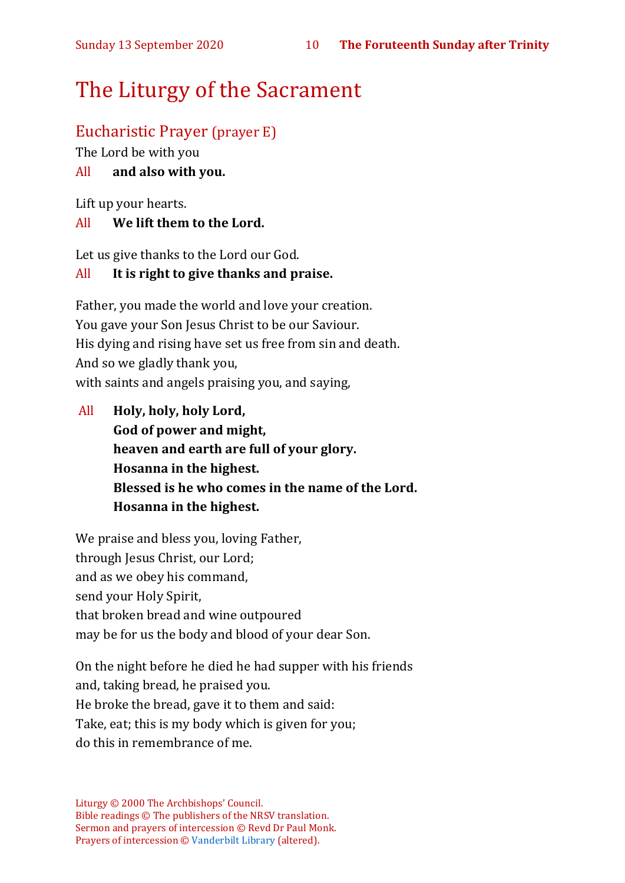# The Liturgy of the Sacrament

## Eucharistic Prayer (prayer E)

The Lord be with you

All **and also with you.**

Lift up your hearts.

All **We lift them to the Lord.**

Let us give thanks to the Lord our God.

All **It is right to give thanks and praise.**

Father, you made the world and love your creation.
You gave your Son Jesus Christ to be our Saviour.
His dying and rising have set us free from sin and death.
And so we gladly thank you,
with saints and angels praising you, and saying,

All **Holy, holy, holy Lord,**
**God of power and might,**
**heaven and earth are full of your glory.**
**Hosanna in the highest.**
**Blessed is he who comes in the name of the Lord.**
**Hosanna in the highest.**

We praise and bless you, loving Father,
through Jesus Christ, our Lord;
and as we obey his command,
send your Holy Spirit,
that broken bread and wine outpoured
may be for us the body and blood of your dear Son.

On the night before he died he had supper with his friends
and, taking bread, he praised you.
He broke the bread, gave it to them and said:
Take, eat; this is my body which is given for you;
do this in remembrance of me.

Liturgy © 2000 The Archbishops' Council.
Bible readings © The publishers of the NRSV translation.
Sermon and prayers of intercession © Revd Dr Paul Monk.
Prayers of intercession © Vanderbilt Library (altered).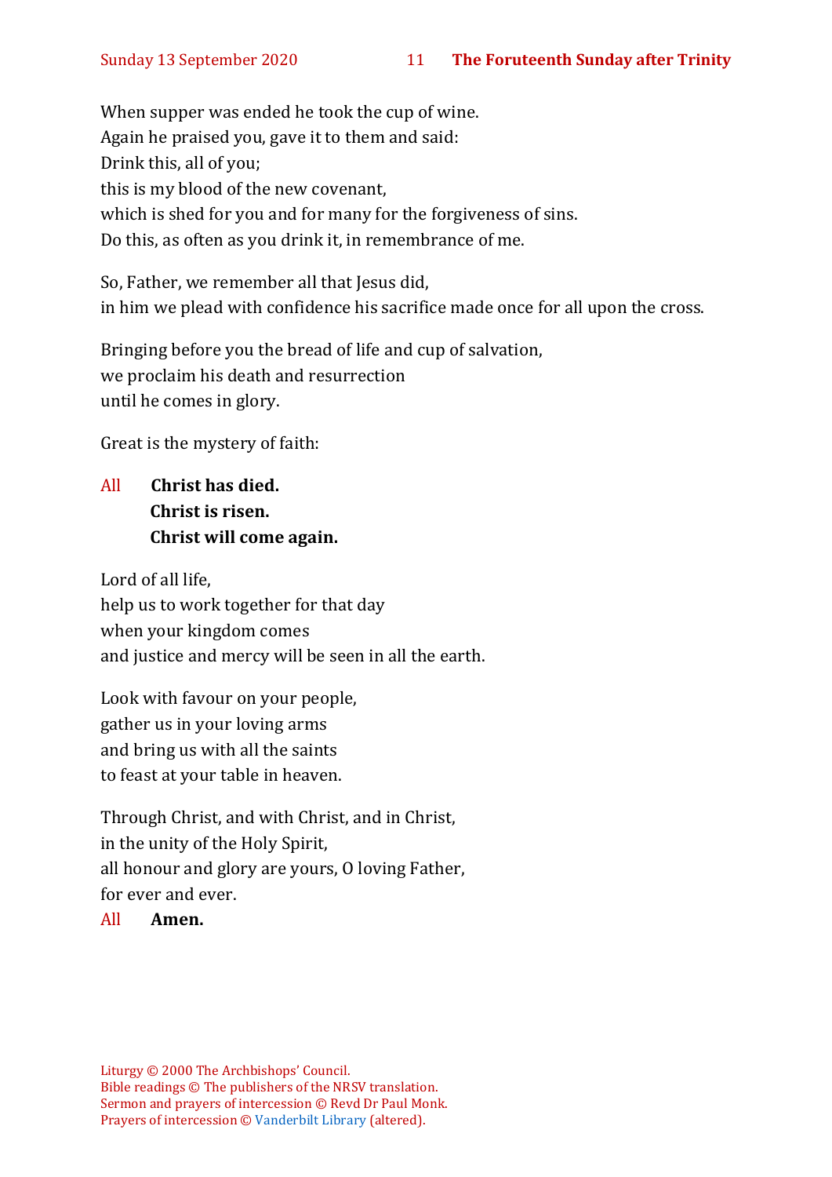When supper was ended he took the cup of wine.
Again he praised you, gave it to them and said:
Drink this, all of you;
this is my blood of the new covenant,
which is shed for you and for many for the forgiveness of sins.
Do this, as often as you drink it, in remembrance of me.

So, Father, we remember all that Jesus did,
in him we plead with confidence his sacrifice made once for all upon the cross.

Bringing before you the bread of life and cup of salvation,
we proclaim his death and resurrection
until he comes in glory.

Great is the mystery of faith:

All **Christ has died.**
**Christ is risen.**
**Christ will come again.**

Lord of all life,
help us to work together for that day
when your kingdom comes
and justice and mercy will be seen in all the earth.

Look with favour on your people,
gather us in your loving arms
and bring us with all the saints
to feast at your table in heaven.

Through Christ, and with Christ, and in Christ,
in the unity of the Holy Spirit,
all honour and glory are yours, O loving Father,
for ever and ever.
All **Amen.**

Liturgy © 2000 The Archbishops' Council.
Bible readings © The publishers of the NRSV translation.
Sermon and prayers of intercession © Revd Dr Paul Monk.
Prayers of intercession © Vanderbilt Library (altered).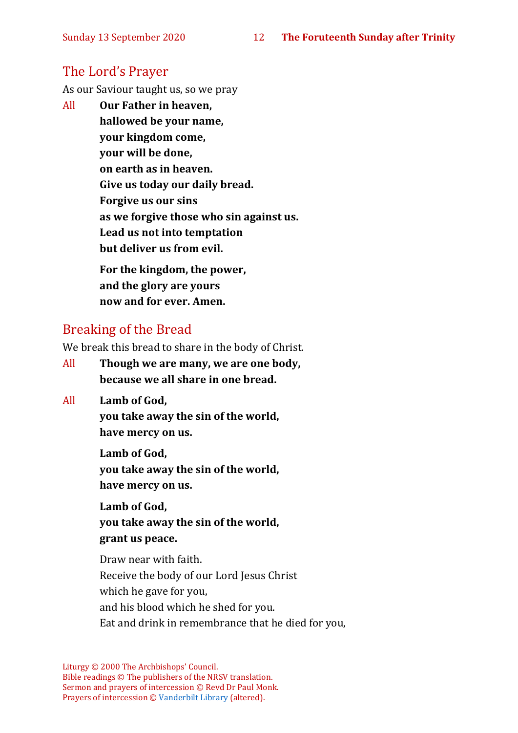## The Lord's Prayer

As our Saviour taught us, so we pray

All **Our Father in heaven,**
**hallowed be your name,**
**your kingdom come,**
**your will be done,**
**on earth as in heaven.**
**Give us today our daily bread.**
**Forgive us our sins**
**as we forgive those who sin against us.**
**Lead us not into temptation**
**but deliver us from evil.**

**For the kingdom, the power,**
**and the glory are yours**
**now and for ever. Amen.**

## Breaking of the Bread

We break this bread to share in the body of Christ.

All **Though we are many, we are one body,**
**because we all share in one bread.**

All **Lamb of God,**
**you take away the sin of the world,**
**have mercy on us.**

**Lamb of God,**
**you take away the sin of the world,**
**have mercy on us.**

**Lamb of God,**
**you take away the sin of the world,**
**grant us peace.**

Draw near with faith.
Receive the body of our Lord Jesus Christ
which he gave for you,
and his blood which he shed for you.
Eat and drink in remembrance that he died for you,

Liturgy © 2000 The Archbishops' Council.
Bible readings © The publishers of the NRSV translation.
Sermon and prayers of intercession © Revd Dr Paul Monk.
Prayers of intercession © Vanderbilt Library (altered).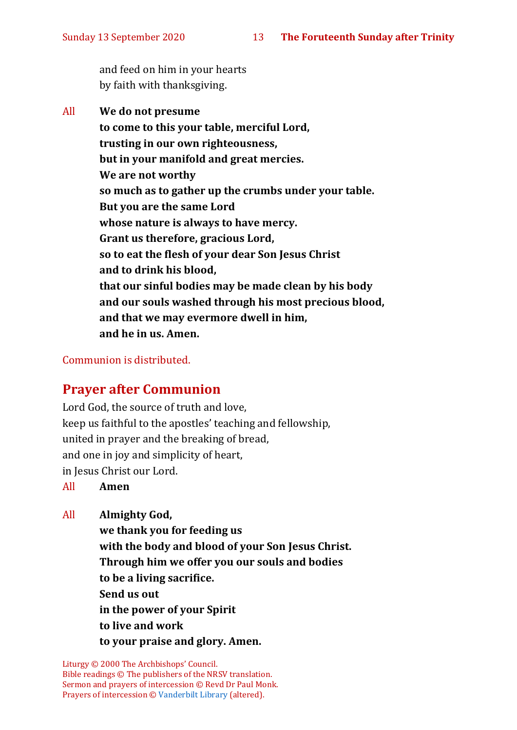and feed on him in your hearts
by faith with thanksgiving.

All **We do not presume**
**to come to this your table, merciful Lord,**
**trusting in our own righteousness,**
**but in your manifold and great mercies.**
**We are not worthy**
**so much as to gather up the crumbs under your table.**
**But you are the same Lord**
**whose nature is always to have mercy.**
**Grant us therefore, gracious Lord,**
**so to eat the flesh of your dear Son Jesus Christ**
**and to drink his blood,**
**that our sinful bodies may be made clean by his body**
**and our souls washed through his most precious blood,**
**and that we may evermore dwell in him,**
**and he in us. Amen.**

Communion is distributed.

## Prayer after Communion

Lord God, the source of truth and love,
keep us faithful to the apostles' teaching and fellowship,
united in prayer and the breaking of bread,
and one in joy and simplicity of heart,
in Jesus Christ our Lord.

All **Amen**

All **Almighty God,**
**we thank you for feeding us**
**with the body and blood of your Son Jesus Christ.**
**Through him we offer you our souls and bodies**
**to be a living sacrifice.**
**Send us out**
**in the power of your Spirit**
**to live and work**
**to your praise and glory. Amen.**

Liturgy © 2000 The Archbishops' Council.
Bible readings © The publishers of the NRSV translation.
Sermon and prayers of intercession © Revd Dr Paul Monk.
Prayers of intercession © Vanderbilt Library (altered).